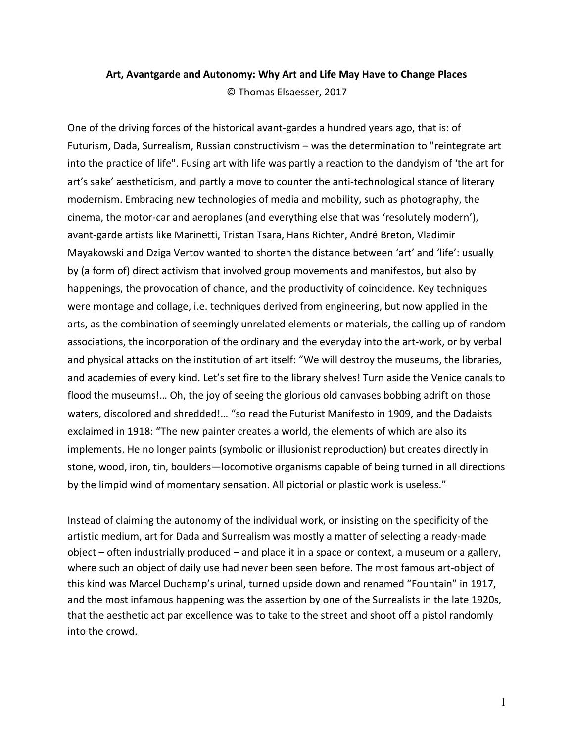**Art, Avantgarde and Autonomy: Why Art and Life May Have to Change Places**

© Thomas Elsaesser, 2017

One of the driving forces of the historical avant-gardes a hundred years ago, that is: of Futurism, Dada, Surrealism, Russian constructivism – was the determination to "reintegrate art into the practice of life". Fusing art with life was partly a reaction to the dandyism of 'the art for art's sake' aestheticism, and partly a move to counter the anti-technological stance of literary modernism. Embracing new technologies of media and mobility, such as photography, the cinema, the motor-car and aeroplanes (and everything else that was 'resolutely modern'), avant-garde artists like Marinetti, Tristan Tsara, Hans Richter, André Breton, Vladimir Mayakowski and Dziga Vertov wanted to shorten the distance between 'art' and 'life': usually by (a form of) direct activism that involved group movements and manifestos, but also by happenings, the provocation of chance, and the productivity of coincidence. Key techniques were montage and collage, i.e. techniques derived from engineering, but now applied in the arts, as the combination of seemingly unrelated elements or materials, the calling up of random associations, the incorporation of the ordinary and the everyday into the art-work, or by verbal and physical attacks on the institution of art itself: "We will destroy the museums, the libraries, and academies of every kind. Let's set fire to the library shelves! Turn aside the Venice canals to flood the museums!… Oh, the joy of seeing the glorious old canvases bobbing adrift on those waters, discolored and shredded!… "so read the Futurist Manifesto in 1909, and the Dadaists exclaimed in 1918: "The new painter creates a world, the elements of which are also its implements. He no longer paints (symbolic or illusionist reproduction) but creates directly in stone, wood, iron, tin, boulders—locomotive organisms capable of being turned in all directions by the limpid wind of momentary sensation. All pictorial or plastic work is useless."

Instead of claiming the autonomy of the individual work, or insisting on the specificity of the artistic medium, art for Dada and Surrealism was mostly a matter of selecting a ready-made object – often industrially produced – and place it in a space or context, a museum or a gallery, where such an object of daily use had never been seen before. The most famous art-object of this kind was Marcel Duchamp's urinal, turned upside down and renamed "Fountain" in 1917, and the most infamous happening was the assertion by one of the Surrealists in the late 1920s, that the aesthetic act par excellence was to take to the street and shoot off a pistol randomly into the crowd.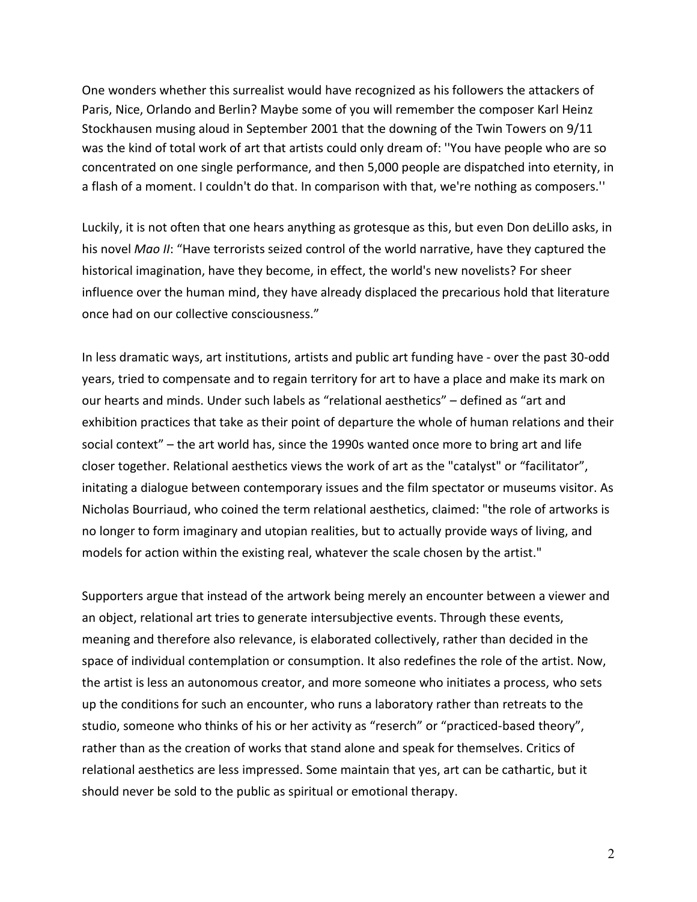One wonders whether this surrealist would have recognized as his followers the attackers of Paris, Nice, Orlando and Berlin? Maybe some of you will remember the composer Karl Heinz Stockhausen musing aloud in September 2001 that the downing of the Twin Towers on 9/11 was the kind of total work of art that artists could only dream of: ''You have people who are so concentrated on one single performance, and then 5,000 people are dispatched into eternity, in a flash of a moment. I couldn't do that. In comparison with that, we're nothing as composers.''

Luckily, it is not often that one hears anything as grotesque as this, but even Don deLillo asks, in his novel *Mao II*: "Have terrorists seized control of the world narrative, have they captured the historical imagination, have they become, in effect, the world's new novelists? For sheer influence over the human mind, they have already displaced the precarious hold that literature once had on our collective consciousness."

In less dramatic ways, art institutions, artists and public art funding have - over the past 30-odd years, tried to compensate and to regain territory for art to have a place and make its mark on our hearts and minds. Under such labels as "relational aesthetics" – defined as "art and exhibition practices that take as their point of departure the whole of human relations and their social context" – the art world has, since the 1990s wanted once more to bring art and life closer together. Relational aesthetics views the work of art as the "catalyst" or "facilitator", initating a dialogue between contemporary issues and the film spectator or museums visitor. As Nicholas Bourriaud, who coined the term relational aesthetics, claimed: "the role of artworks is no longer to form imaginary and utopian realities, but to actually provide ways of living, and models for action within the existing real, whatever the scale chosen by the artist."

Supporters argue that instead of the artwork being merely an encounter between a viewer and an object, relational art tries to generate intersubjective events. Through these events, meaning and therefore also relevance, is elaborated collectively, rather than decided in the space of individual contemplation or consumption. It also redefines the role of the artist. Now, the artist is less an autonomous creator, and more someone who initiates a process, who sets up the conditions for such an encounter, who runs a laboratory rather than retreats to the studio, someone who thinks of his or her activity as "reserch" or "practiced-based theory", rather than as the creation of works that stand alone and speak for themselves. Critics of relational aesthetics are less impressed. Some maintain that yes, art can be cathartic, but it should never be sold to the public as spiritual or emotional therapy.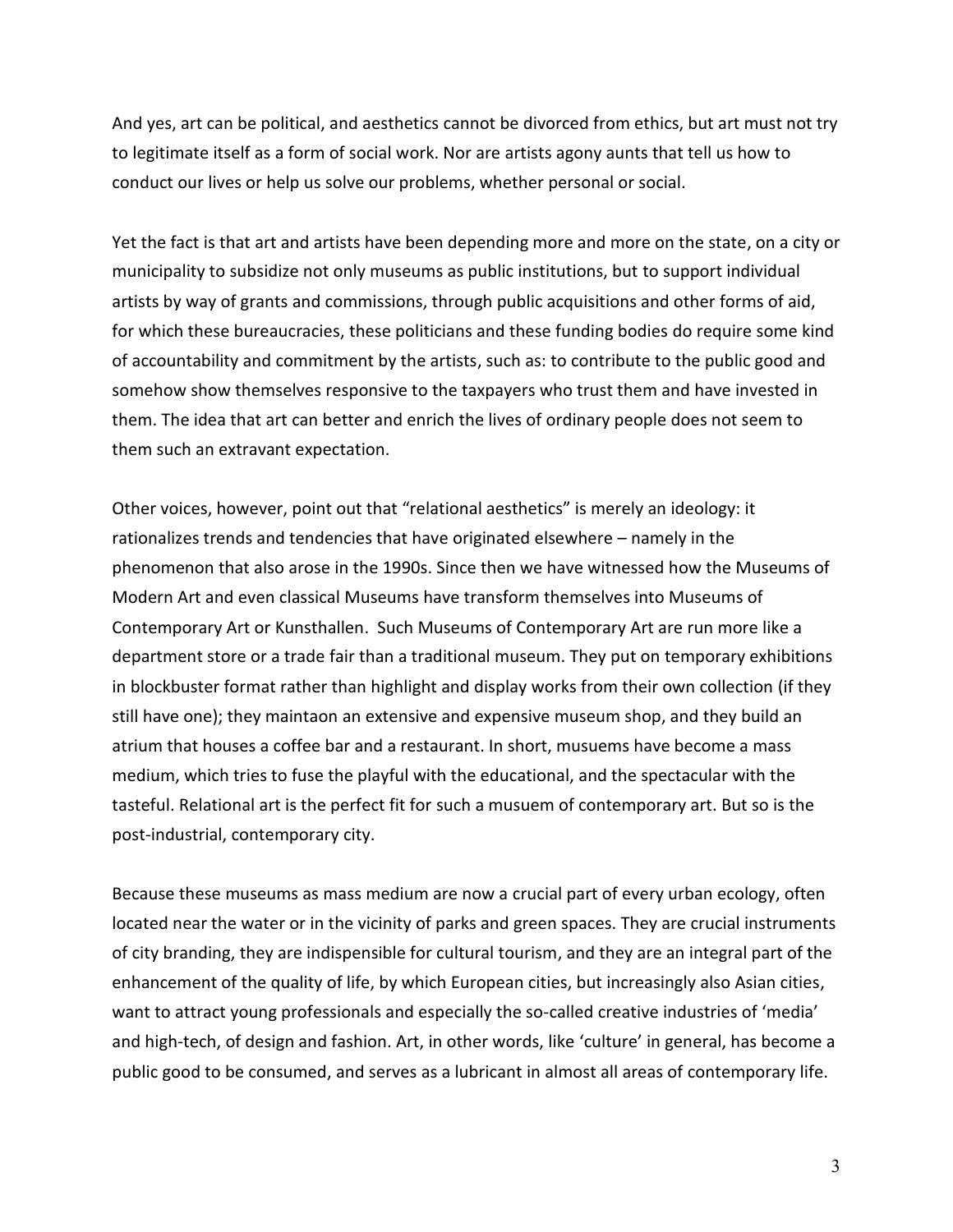And yes, art can be political, and aesthetics cannot be divorced from ethics, but art must not try to legitimate itself as a form of social work. Nor are artists agony aunts that tell us how to conduct our lives or help us solve our problems, whether personal or social.

Yet the fact is that art and artists have been depending more and more on the state, on a city or municipality to subsidize not only museums as public institutions, but to support individual artists by way of grants and commissions, through public acquisitions and other forms of aid, for which these bureaucracies, these politicians and these funding bodies do require some kind of accountability and commitment by the artists, such as: to contribute to the public good and somehow show themselves responsive to the taxpayers who trust them and have invested in them. The idea that art can better and enrich the lives of ordinary people does not seem to them such an extravant expectation.

Other voices, however, point out that "relational aesthetics" is merely an ideology: it rationalizes trends and tendencies that have originated elsewhere – namely in the phenomenon that also arose in the 1990s. Since then we have witnessed how the Museums of Modern Art and even classical Museums have transform themselves into Museums of Contemporary Art or Kunsthallen. Such Museums of Contemporary Art are run more like a department store or a trade fair than a traditional museum. They put on temporary exhibitions in blockbuster format rather than highlight and display works from their own collection (if they still have one); they maintaon an extensive and expensive museum shop, and they build an atrium that houses a coffee bar and a restaurant. In short, musuems have become a mass medium, which tries to fuse the playful with the educational, and the spectacular with the tasteful. Relational art is the perfect fit for such a musuem of contemporary art. But so is the post-industrial, contemporary city.

Because these museums as mass medium are now a crucial part of every urban ecology, often located near the water or in the vicinity of parks and green spaces. They are crucial instruments of city branding, they are indispensible for cultural tourism, and they are an integral part of the enhancement of the quality of life, by which European cities, but increasingly also Asian cities, want to attract young professionals and especially the so-called creative industries of 'media' and high-tech, of design and fashion. Art, in other words, like 'culture' in general, has become a public good to be consumed, and serves as a lubricant in almost all areas of contemporary life.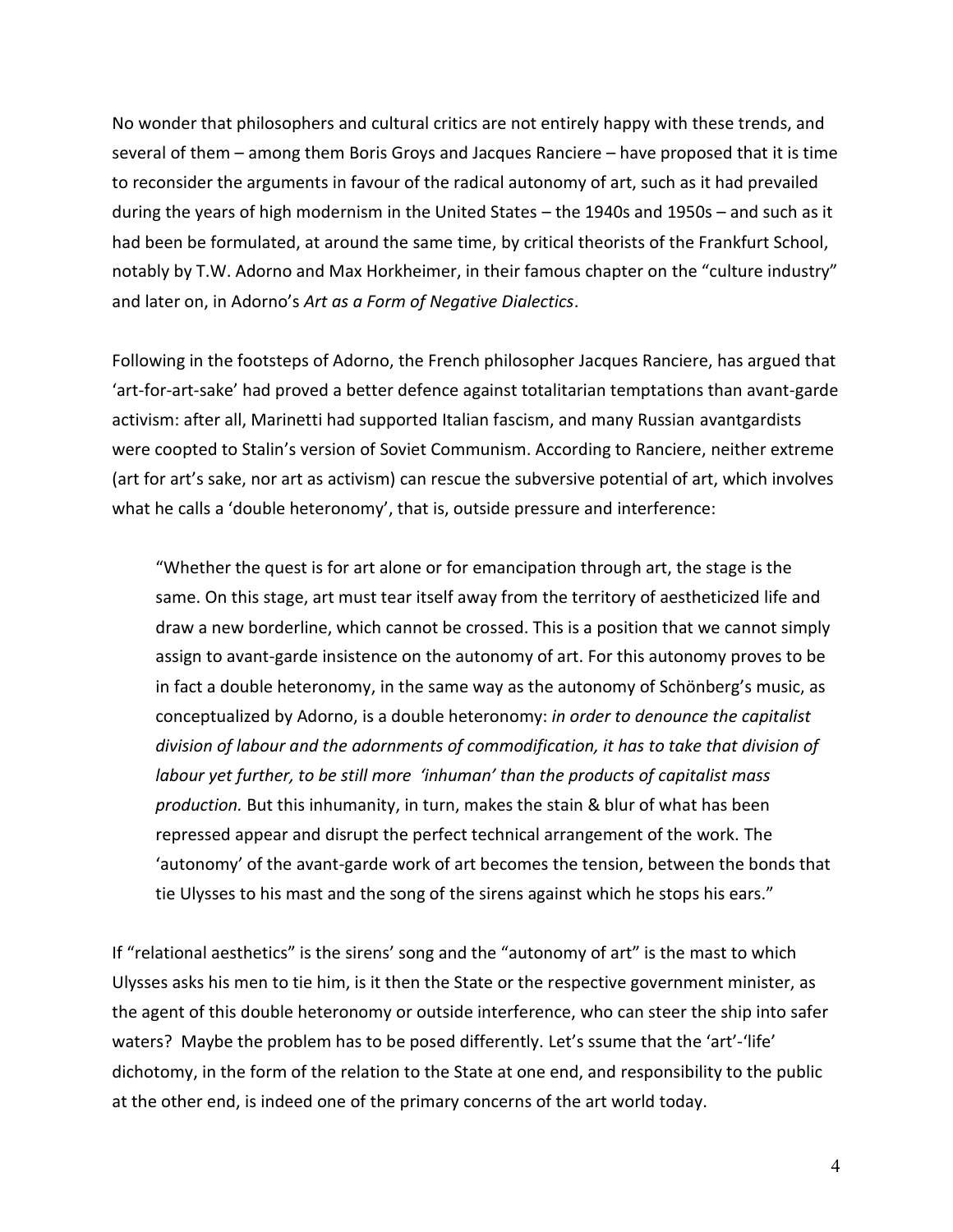No wonder that philosophers and cultural critics are not entirely happy with these trends, and several of them – among them Boris Groys and Jacques Ranciere – have proposed that it is time to reconsider the arguments in favour of the radical autonomy of art, such as it had prevailed during the years of high modernism in the United States – the 1940s and 1950s – and such as it had been be formulated, at around the same time, by critical theorists of the Frankfurt School, notably by T.W. Adorno and Max Horkheimer, in their famous chapter on the "culture industry" and later on, in Adorno's *Art as a Form of Negative Dialectics*.

Following in the footsteps of Adorno, the French philosopher Jacques Ranciere, has argued that 'art-for-art-sake' had proved a better defence against totalitarian temptations than avant-garde activism: after all, Marinetti had supported Italian fascism, and many Russian avantgardists were coopted to Stalin's version of Soviet Communism. According to Ranciere, neither extreme (art for art's sake, nor art as activism) can rescue the subversive potential of art, which involves what he calls a 'double heteronomy', that is, outside pressure and interference:

> "Whether the quest is for art alone or for emancipation through art, the stage is the same. On this stage, art must tear itself away from the territory of aestheticized life and draw a new borderline, which cannot be crossed. This is a position that we cannot simply assign to avant-garde insistence on the autonomy of art. For this autonomy proves to be in fact a double heteronomy, in the same way as the autonomy of Schönberg's music, as conceptualized by Adorno, is a double heteronomy: *in order to denounce the capitalist division of labour and the adornments of commodification, it has to take that division of labour yet further, to be still more 'inhuman' than the products of capitalist mass production.* But this inhumanity, in turn, makes the stain & blur of what has been repressed appear and disrupt the perfect technical arrangement of the work. The 'autonomy' of the avant-garde work of art becomes the tension, between the bonds that tie Ulysses to his mast and the song of the sirens against which he stops his ears."

If "relational aesthetics" is the sirens' song and the "autonomy of art" is the mast to which Ulysses asks his men to tie him, is it then the State or the respective government minister, as the agent of this double heteronomy or outside interference, who can steer the ship into safer waters? Maybe the problem has to be posed differently. Let's ssume that the 'art'-'life' dichotomy, in the form of the relation to the State at one end, and responsibility to the public at the other end, is indeed one of the primary concerns of the art world today.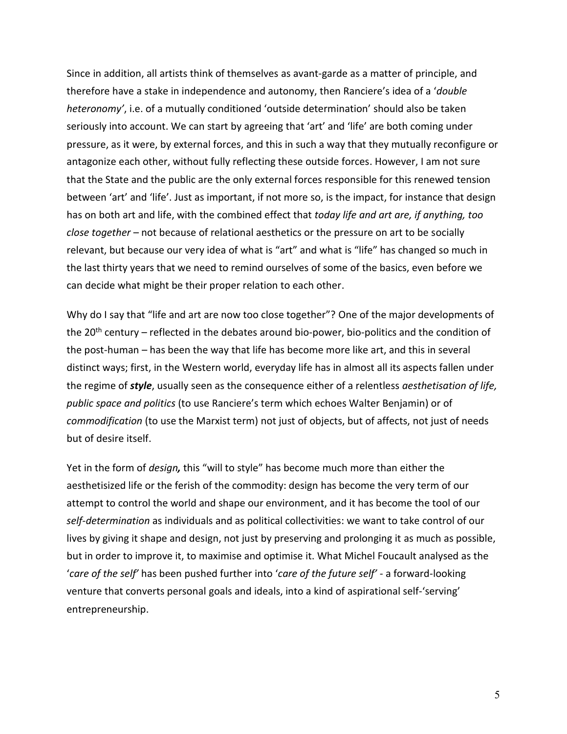Since in addition, all artists think of themselves as avant-garde as a matter of principle, and therefore have a stake in independence and autonomy, then Ranciere's idea of a '*double heteronomy'*, i.e. of a mutually conditioned 'outside determination' should also be taken seriously into account. We can start by agreeing that 'art' and 'life' are both coming under pressure, as it were, by external forces, and this in such a way that they mutually reconfigure or antagonize each other, without fully reflecting these outside forces. However, I am not sure that the State and the public are the only external forces responsible for this renewed tension between 'art' and 'life'. Just as important, if not more so, is the impact, for instance that design has on both art and life, with the combined effect that *today life and art are, if anything, too close together* – not because of relational aesthetics or the pressure on art to be socially relevant, but because our very idea of what is "art" and what is "life" has changed so much in the last thirty years that we need to remind ourselves of some of the basics, even before we can decide what might be their proper relation to each other.

Why do I say that "life and art are now too close together"? One of the major developments of the 20th century – reflected in the debates around bio-power, bio-politics and the condition of the post-human – has been the way that life has become more like art, and this in several distinct ways; first, in the Western world, everyday life has in almost all its aspects fallen under the regime of ***style***, usually seen as the consequence either of a relentless *aesthetisation of life, public space and politics* (to use Ranciere's term which echoes Walter Benjamin) or of *commodification* (to use the Marxist term) not just of objects, but of affects, not just of needs but of desire itself.

Yet in the form of *design**,*** this "will to style" has become much more than either the aesthetisized life or the ferish of the commodity: design has become the very term of our attempt to control the world and shape our environment, and it has become the tool of our *self-determination* as individuals and as political collectivities: we want to take control of our lives by giving it shape and design, not just by preserving and prolonging it as much as possible, but in order to improve it, to maximise and optimise it. What Michel Foucault analysed as the '*care of the self*' has been pushed further into '*care of the future self*' - a forward-looking venture that converts personal goals and ideals, into a kind of aspirational self-'serving' entrepreneurship.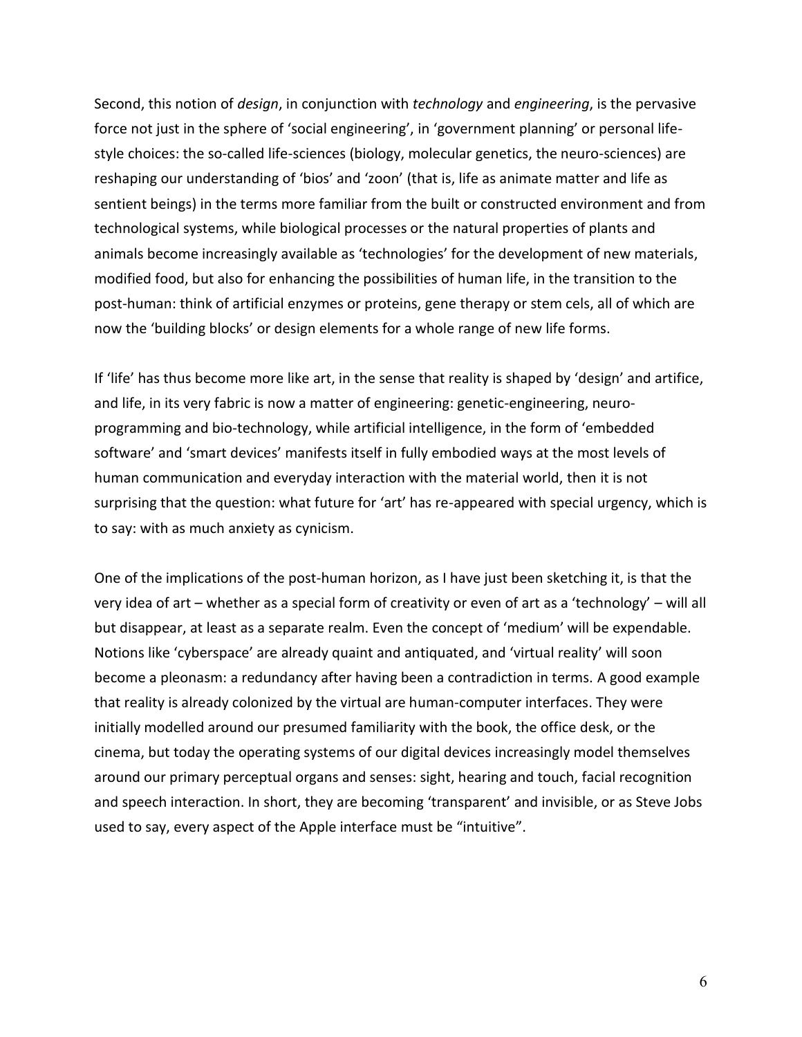Second, this notion of *design*, in conjunction with *technology* and *engineering*, is the pervasive force not just in the sphere of 'social engineering', in 'government planning' or personal life-style choices: the so-called life-sciences (biology, molecular genetics, the neuro-sciences) are reshaping our understanding of 'bios' and 'zoon' (that is, life as animate matter and life as sentient beings) in the terms more familiar from the built or constructed environment and from technological systems, while biological processes or the natural properties of plants and animals become increasingly available as 'technologies' for the development of new materials, modified food, but also for enhancing the possibilities of human life, in the transition to the post-human: think of artificial enzymes or proteins, gene therapy or stem cels, all of which are now the 'building blocks' or design elements for a whole range of new life forms.

If 'life' has thus become more like art, in the sense that reality is shaped by 'design' and artifice, and life, in its very fabric is now a matter of engineering: genetic-engineering, neuro-programming and bio-technology, while artificial intelligence, in the form of 'embedded software' and 'smart devices' manifests itself in fully embodied ways at the most levels of human communication and everyday interaction with the material world, then it is not surprising that the question: what future for 'art' has re-appeared with special urgency, which is to say: with as much anxiety as cynicism.

One of the implications of the post-human horizon, as I have just been sketching it, is that the very idea of art – whether as a special form of creativity or even of art as a 'technology' – will all but disappear, at least as a separate realm. Even the concept of 'medium' will be expendable. Notions like 'cyberspace' are already quaint and antiquated, and 'virtual reality' will soon become a pleonasm: a redundancy after having been a contradiction in terms. A good example that reality is already colonized by the virtual are human-computer interfaces. They were initially modelled around our presumed familiarity with the book, the office desk, or the cinema, but today the operating systems of our digital devices increasingly model themselves around our primary perceptual organs and senses: sight, hearing and touch, facial recognition and speech interaction. In short, they are becoming 'transparent' and invisible, or as Steve Jobs used to say, every aspect of the Apple interface must be "intuitive".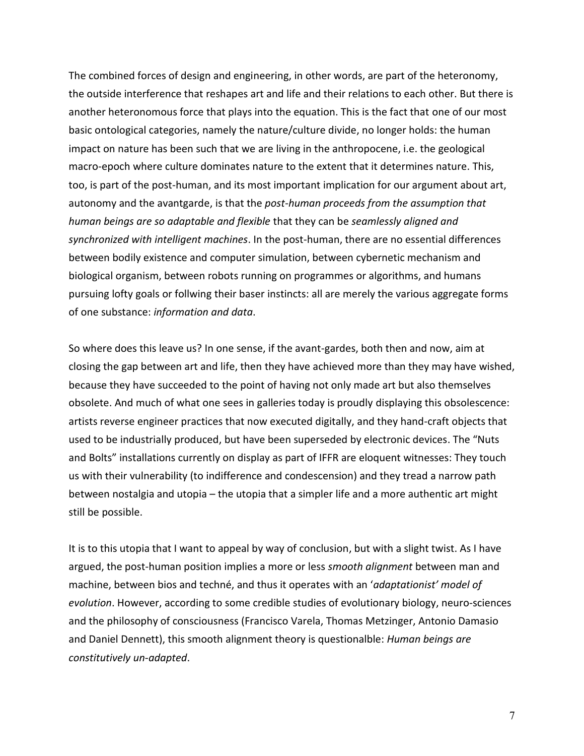The combined forces of design and engineering, in other words, are part of the heteronomy, the outside interference that reshapes art and life and their relations to each other. But there is another heteronomous force that plays into the equation. This is the fact that one of our most basic ontological categories, namely the nature/culture divide, no longer holds: the human impact on nature has been such that we are living in the anthropocene, i.e. the geological macro-epoch where culture dominates nature to the extent that it determines nature. This, too, is part of the post-human, and its most important implication for our argument about art, autonomy and the avantgarde, is that the *post-human proceeds from the assumption that human beings are so adaptable and flexible* that they can be *seamlessly aligned and synchronized with intelligent machines*. In the post-human, there are no essential differences between bodily existence and computer simulation, between cybernetic mechanism and biological organism, between robots running on programmes or algorithms, and humans pursuing lofty goals or follwing their baser instincts: all are merely the various aggregate forms of one substance: *information and data*.

So where does this leave us? In one sense, if the avant-gardes, both then and now, aim at closing the gap between art and life, then they have achieved more than they may have wished, because they have succeeded to the point of having not only made art but also themselves obsolete. And much of what one sees in galleries today is proudly displaying this obsolescence: artists reverse engineer practices that now executed digitally, and they hand-craft objects that used to be industrially produced, but have been superseded by electronic devices. The "Nuts and Bolts" installations currently on display as part of IFFR are eloquent witnesses: They touch us with their vulnerability (to indifference and condescension) and they tread a narrow path between nostalgia and utopia – the utopia that a simpler life and a more authentic art might still be possible.

It is to this utopia that I want to appeal by way of conclusion, but with a slight twist. As I have argued, the post-human position implies a more or less *smooth alignment* between man and machine, between bios and techné, and thus it operates with an '*adaptationist' model of evolution*. However, according to some credible studies of evolutionary biology, neuro-sciences and the philosophy of consciousness (Francisco Varela, Thomas Metzinger, Antonio Damasio and Daniel Dennett), this smooth alignment theory is questionalble: *Human beings are constitutively un-adapted*.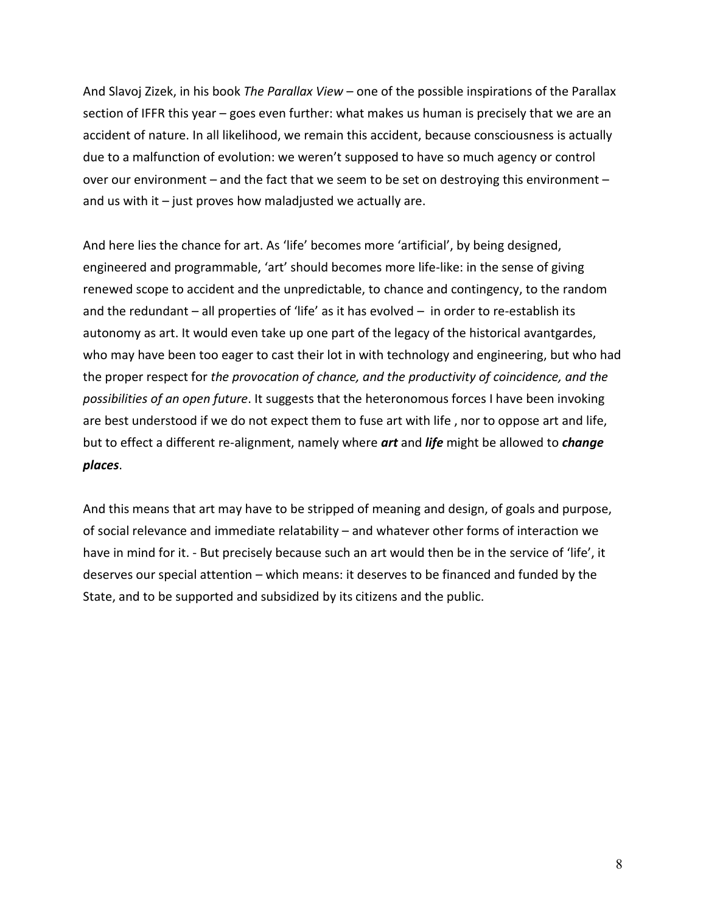And Slavoj Zizek, in his book *The Parallax View* – one of the possible inspirations of the Parallax section of IFFR this year – goes even further: what makes us human is precisely that we are an accident of nature. In all likelihood, we remain this accident, because consciousness is actually due to a malfunction of evolution: we weren't supposed to have so much agency or control over our environment – and the fact that we seem to be set on destroying this environment – and us with it – just proves how maladjusted we actually are.

And here lies the chance for art. As 'life' becomes more 'artificial', by being designed, engineered and programmable, 'art' should becomes more life-like: in the sense of giving renewed scope to accident and the unpredictable, to chance and contingency, to the random and the redundant – all properties of 'life' as it has evolved – in order to re-establish its autonomy as art. It would even take up one part of the legacy of the historical avantgardes, who may have been too eager to cast their lot in with technology and engineering, but who had the proper respect for *the provocation of chance, and the productivity of coincidence, and the possibilities of an open future*. It suggests that the heteronomous forces I have been invoking are best understood if we do not expect them to fuse art with life , nor to oppose art and life, but to effect a different re-alignment, namely where ***art*** and ***life*** might be allowed to ***change places***.

And this means that art may have to be stripped of meaning and design, of goals and purpose, of social relevance and immediate relatability – and whatever other forms of interaction we have in mind for it. - But precisely because such an art would then be in the service of 'life', it deserves our special attention – which means: it deserves to be financed and funded by the State, and to be supported and subsidized by its citizens and the public.